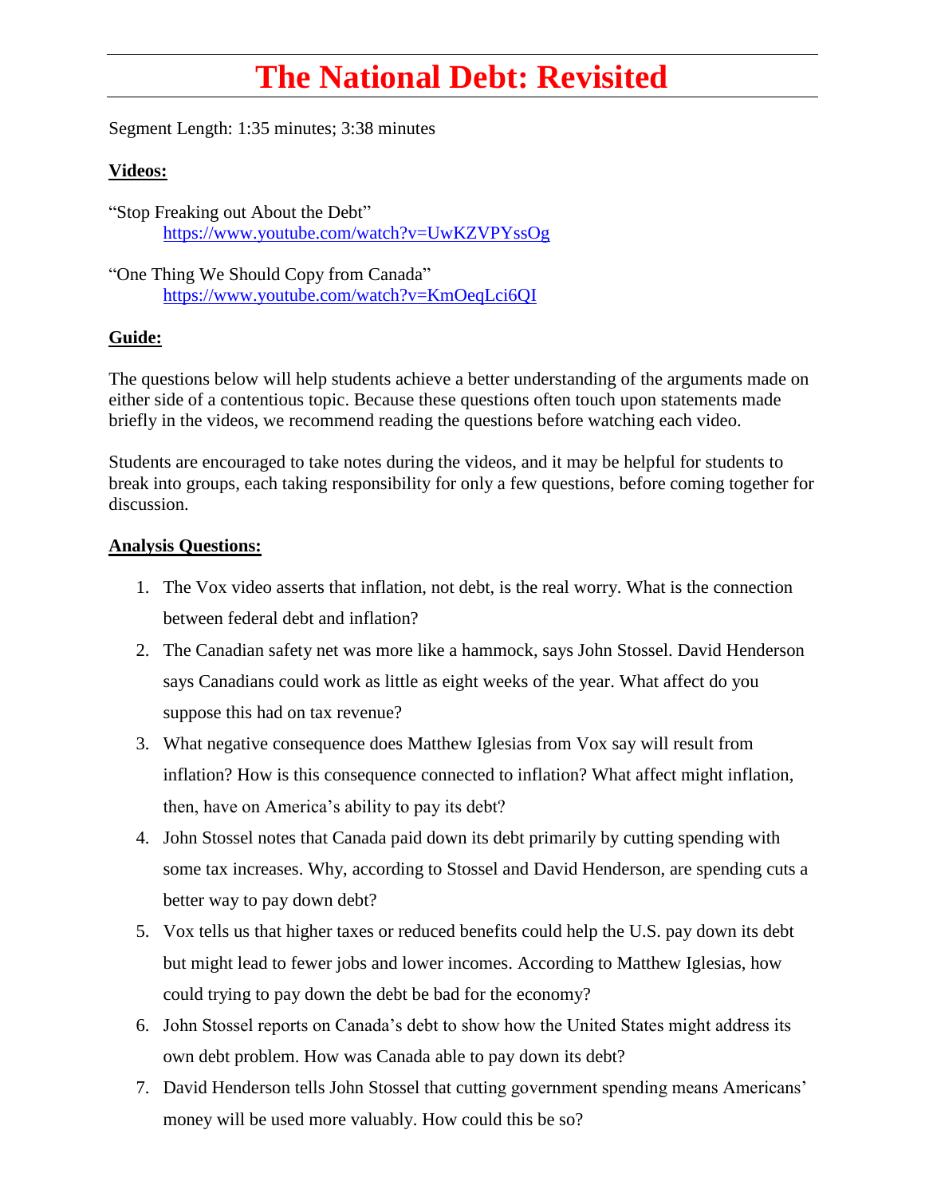# The National Debt: Revisited

Segment Length: 1:35 minutes; 3:38 minutes

**Videos:**

"Stop Freaking out About the Debt"
https://www.youtube.com/watch?v=UwKZVPYssOg

"One Thing We Should Copy from Canada"
https://www.youtube.com/watch?v=KmOeqLci6QI

**Guide:**

The questions below will help students achieve a better understanding of the arguments made on either side of a contentious topic. Because these questions often touch upon statements made briefly in the videos, we recommend reading the questions before watching each video.

Students are encouraged to take notes during the videos, and it may be helpful for students to break into groups, each taking responsibility for only a few questions, before coming together for discussion.

**Analysis Questions:**

1. The Vox video asserts that inflation, not debt, is the real worry. What is the connection between federal debt and inflation?
2. The Canadian safety net was more like a hammock, says John Stossel. David Henderson says Canadians could work as little as eight weeks of the year. What affect do you suppose this had on tax revenue?
3. What negative consequence does Matthew Iglesias from Vox say will result from inflation? How is this consequence connected to inflation? What affect might inflation, then, have on America's ability to pay its debt?
4. John Stossel notes that Canada paid down its debt primarily by cutting spending with some tax increases. Why, according to Stossel and David Henderson, are spending cuts a better way to pay down debt?
5. Vox tells us that higher taxes or reduced benefits could help the U.S. pay down its debt but might lead to fewer jobs and lower incomes. According to Matthew Iglesias, how could trying to pay down the debt be bad for the economy?
6. John Stossel reports on Canada's debt to show how the United States might address its own debt problem. How was Canada able to pay down its debt?
7. David Henderson tells John Stossel that cutting government spending means Americans' money will be used more valuably. How could this be so?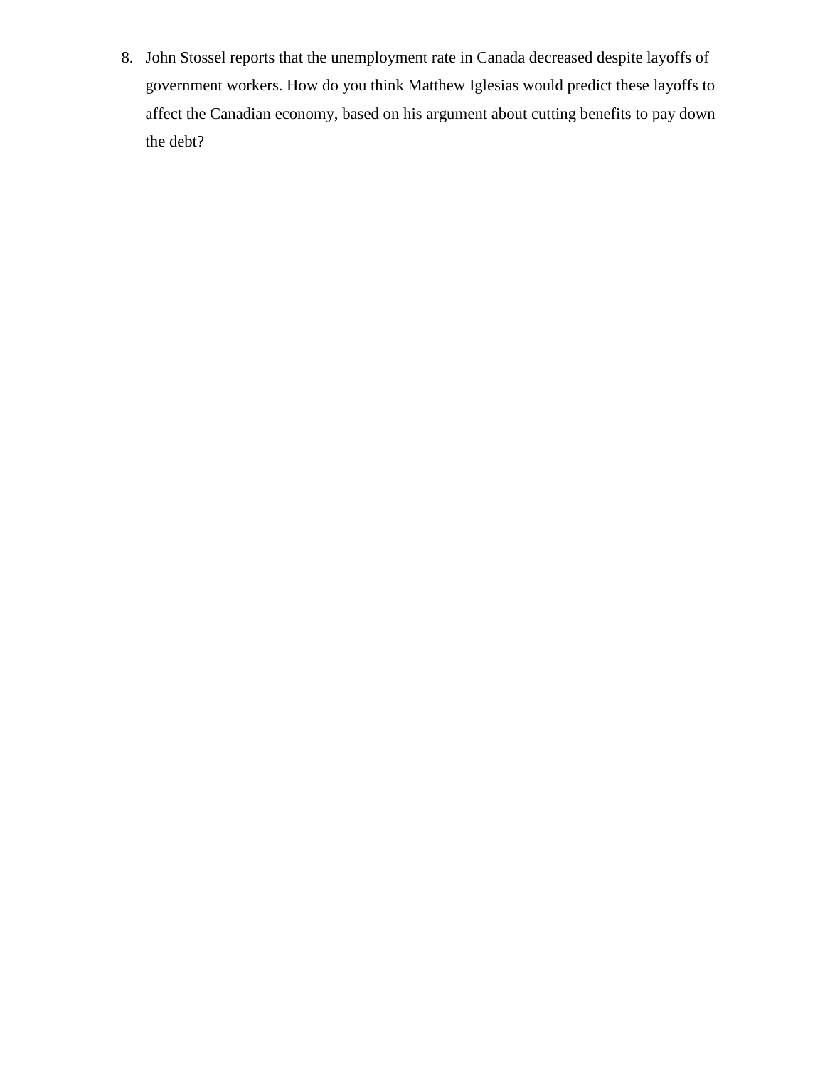8. John Stossel reports that the unemployment rate in Canada decreased despite layoffs of government workers. How do you think Matthew Iglesias would predict these layoffs to affect the Canadian economy, based on his argument about cutting benefits to pay down the debt?